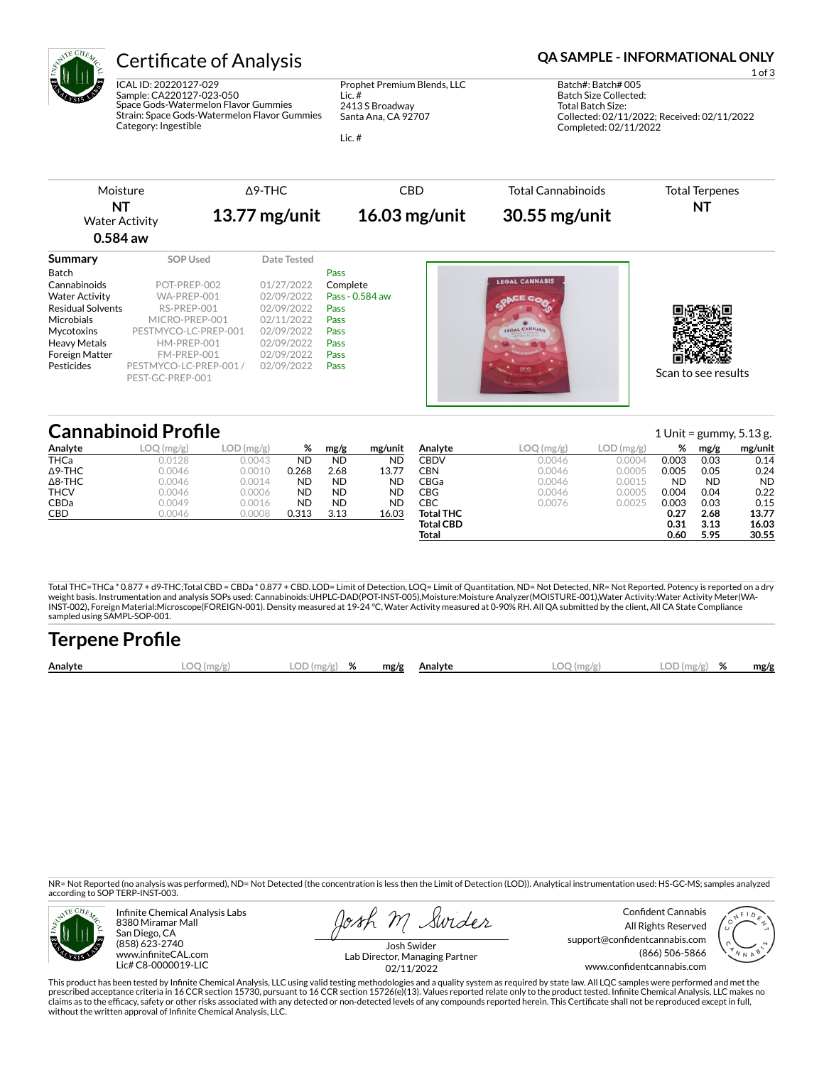# Certificate of Analysis

**QA SAMPLE - INFORMATIONAL ONLY**

ICAL ID: 20220127-029
Sample: CA220127-023-050
Space Gods-Watermelon Flavor Gummies
Strain: Space Gods-Watermelon Flavor Gummies
Category: Ingestible

Prophet Premium Blends, LLC
Lic. #
2413 S Broadway
Santa Ana, CA 92707

Lic. #

Batch#: Batch# 005
Batch Size Collected:
Total Batch Size:
Collected: 02/11/2022; Received: 02/11/2022
Completed: 02/11/2022

| Moisture | Δ9-THC | CBD | Total Cannabinoids | Total Terpenes |
|---|---|---|---|---|
| **NT** | **13.77 mg/unit** | **16.03 mg/unit** | **30.55 mg/unit** | **NT** |
| Water Activity **0.584 aw** | | | | |

## Summary

| Summary | SOP Used | Date Tested | |
|---|---|---|---|
| Batch | | | Pass |
| Cannabinoids | POT-PREP-002 | 01/27/2022 | Complete |
| Water Activity | WA-PREP-001 | 02/09/2022 | Pass - 0.584 aw |
| Residual Solvents | RS-PREP-001 | 02/09/2022 | Pass |
| Microbials | MICRO-PREP-001 | 02/11/2022 | Pass |
| Mycotoxins | PESTMYCO-LC-PREP-001 | 02/09/2022 | Pass |
| Heavy Metals | HM-PREP-001 | 02/09/2022 | Pass |
| Foreign Matter | FM-PREP-001 | 02/09/2022 | Pass |
| Pesticides | PESTMYCO-LC-PREP-001 / PEST-GC-PREP-001 | 02/09/2022 | Pass |

Scan to see results

## Cannabinoid Profile

1 Unit = gummy, 5.13 g.

| Analyte | LOQ (mg/g) | LOD (mg/g) | % | mg/g | mg/unit |
|---|---|---|---|---|---|
| THCa | 0.0128 | 0.0043 | ND | ND | ND |
| Δ9-THC | 0.0046 | 0.0010 | 0.268 | 2.68 | 13.77 |
| Δ8-THC | 0.0046 | 0.0014 | ND | ND | ND |
| THCV | 0.0046 | 0.0006 | ND | ND | ND |
| CBDa | 0.0049 | 0.0016 | ND | ND | ND |
| CBD | 0.0046 | 0.0008 | 0.313 | 3.13 | 16.03 |
| CBDV | 0.0046 | 0.0004 | 0.003 | 0.03 | 0.14 |
| CBN | 0.0046 | 0.0005 | 0.005 | 0.05 | 0.24 |
| CBGa | 0.0046 | 0.0015 | ND | ND | ND |
| CBG | 0.0046 | 0.0005 | 0.004 | 0.04 | 0.22 |
| CBC | 0.0076 | 0.0025 | 0.003 | 0.03 | 0.15 |
| **Total THC** | | | **0.27** | **2.68** | **13.77** |
| **Total CBD** | | | **0.31** | **3.13** | **16.03** |
| **Total** | | | **0.60** | **5.95** | **30.55** |

Total THC=THCa * 0.877 + d9-THC;Total CBD = CBDa * 0.877 + CBD. LOD= Limit of Detection, LOQ= Limit of Quantitation, ND= Not Detected, NR= Not Reported. Potency is reported on a dry weight basis. Instrumentation and analysis SOPs used: Cannabinoids:UHPLC-DAD(POT-INST-005),Moisture:Moisture Analyzer(MOISTURE-001),Water Activity:Water Activity Meter(WA-INST-002), Foreign Material:Microscope(FOREIGN-001). Density measured at 19-24 °C, Water Activity measured at 0-90% RH. All QA submitted by the client, All CA State Compliance sampled using SAMPL-SOP-001.

## Terpene Profile

| Analyte | LOQ (mg/g) | LOD (mg/g) | % | mg/g | Analyte | LOQ (mg/g) | LOD (mg/g) | % | mg/g |
|---|---|---|---|---|---|---|---|---|---|

NR= Not Reported (no analysis was performed), ND= Not Detected (the concentration is less then the Limit of Detection (LOD)). Analytical instrumentation used: HS-GC-MS; samples analyzed according to SOP TERP-INST-003.

Infinite Chemical Analysis Labs
8380 Miramar Mall
San Diego, CA
(858) 623-2740
www.infiniteCAL.com
Lic# C8-0000019-LIC

Josh Swider
Lab Director, Managing Partner
02/11/2022

Confident Cannabis
All Rights Reserved
support@confidentcannabis.com
(866) 506-5866
www.confidentcannabis.com

This product has been tested by Infinite Chemical Analysis, LLC using valid testing methodologies and a quality system as required by state law. All LQC samples were performed and met the prescribed acceptance criteria in 16 CCR section 15730, pursuant to 16 CCR section 15726(e)(13). Values reported relate only to the product tested. Infinite Chemical Analysis, LLC makes no claims as to the efficacy, safety or other risks associated with any detected or non-detected levels of any compounds reported herein. This Certificate shall not be reproduced except in full, without the written approval of Infinite Chemical Analysis, LLC.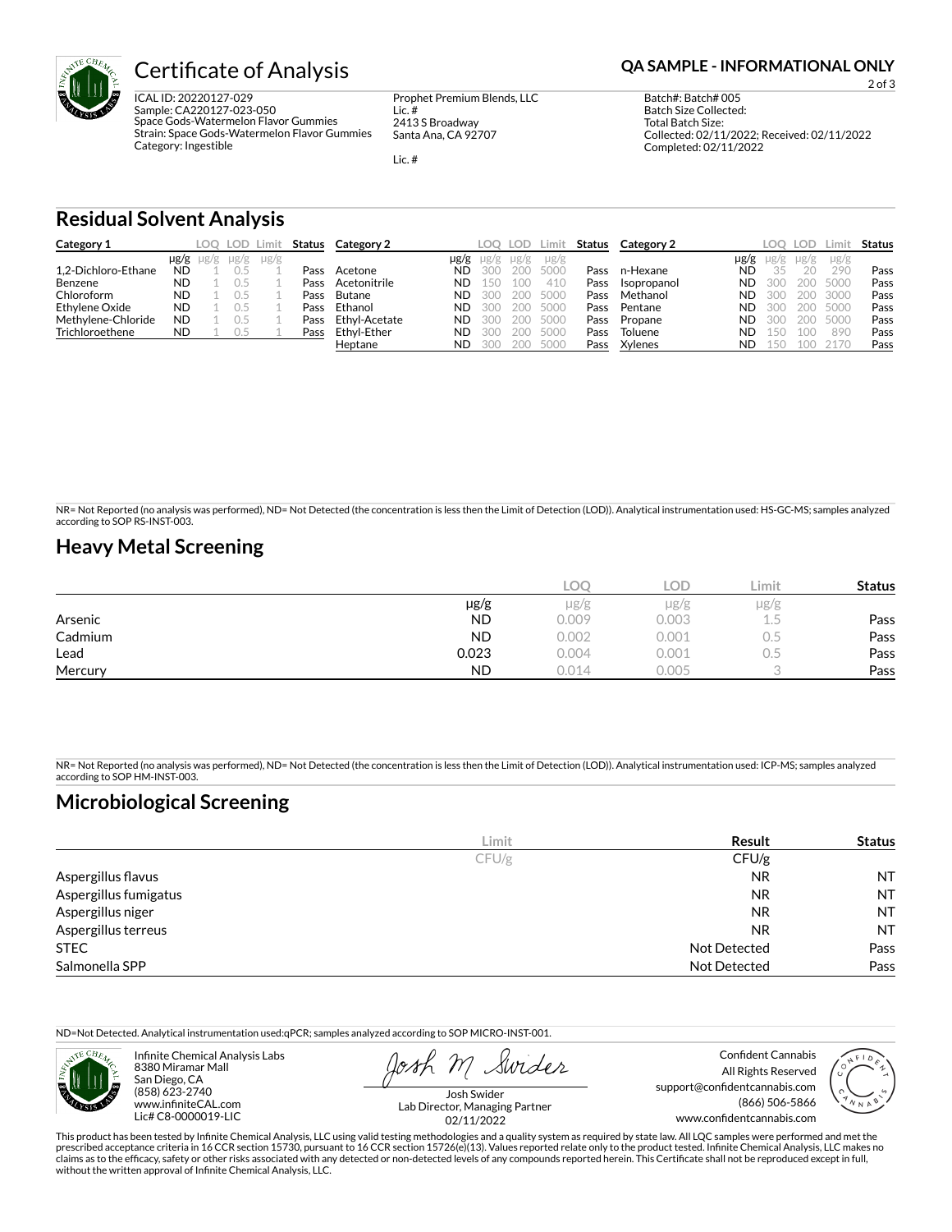# Certificate of Analysis

**QA SAMPLE - INFORMATIONAL ONLY**

ICAL ID: 20220127-029
Sample: CA220127-023-050
Space Gods-Watermelon Flavor Gummies
Strain: Space Gods-Watermelon Flavor Gummies
Category: Ingestible

Prophet Premium Blends, LLC
Lic. #
2413 S Broadway
Santa Ana, CA 92707

Lic. #

Batch#: Batch# 005
Batch Size Collected:
Total Batch Size:
Collected: 02/11/2022; Received: 02/11/2022
Completed: 02/11/2022

## Residual Solvent Analysis

| Category 1 | | LOQ | LOD | Limit | Status |
|---|---|---|---|---|---|
| | μg/g | μg/g | μg/g | μg/g | |
| 1,2-Dichloro-Ethane | ND | 1 | 0.5 | 1 | Pass |
| Benzene | ND | 1 | 0.5 | 1 | Pass |
| Chloroform | ND | 1 | 0.5 | 1 | Pass |
| Ethylene Oxide | ND | 1 | 0.5 | 1 | Pass |
| Methylene-Chloride | ND | 1 | 0.5 | 1 | Pass |
| Trichloroethene | ND | 1 | 0.5 | 1 | Pass |

| Category 2 | | LOQ | LOD | Limit | Status |
|---|---|---|---|---|---|
| | μg/g | μg/g | μg/g | μg/g | |
| Acetone | ND | 300 | 200 | 5000 | Pass |
| Acetonitrile | ND | 150 | 100 | 410 | Pass |
| Butane | ND | 300 | 200 | 5000 | Pass |
| Ethanol | ND | 300 | 200 | 5000 | Pass |
| Ethyl-Acetate | ND | 300 | 200 | 5000 | Pass |
| Ethyl-Ether | ND | 300 | 200 | 5000 | Pass |
| Heptane | ND | 300 | 200 | 5000 | Pass |

| Category 2 | | LOQ | LOD | Limit | Status |
|---|---|---|---|---|---|
| | μg/g | μg/g | μg/g | μg/g | |
| n-Hexane | ND | 35 | 20 | 290 | Pass |
| Isopropanol | ND | 300 | 200 | 5000 | Pass |
| Methanol | ND | 300 | 200 | 3000 | Pass |
| Pentane | ND | 300 | 200 | 5000 | Pass |
| Propane | ND | 300 | 200 | 5000 | Pass |
| Toluene | ND | 150 | 100 | 890 | Pass |
| Xylenes | ND | 150 | 100 | 2170 | Pass |

NR= Not Reported (no analysis was performed), ND= Not Detected (the concentration is less then the Limit of Detection (LOD)). Analytical instrumentation used: HS-GC-MS; samples analyzed according to SOP RS-INST-003.

## Heavy Metal Screening

| | | LOQ | LOD | Limit | Status |
|---|---|---|---|---|---|
| | μg/g | μg/g | μg/g | μg/g | |
| Arsenic | ND | 0.009 | 0.003 | 1.5 | Pass |
| Cadmium | ND | 0.002 | 0.001 | 0.5 | Pass |
| Lead | 0.023 | 0.004 | 0.001 | 0.5 | Pass |
| Mercury | ND | 0.014 | 0.005 | 3 | Pass |

NR= Not Reported (no analysis was performed), ND= Not Detected (the concentration is less then the Limit of Detection (LOD)). Analytical instrumentation used: ICP-MS; samples analyzed according to SOP HM-INST-003.

## Microbiological Screening

| | Limit | Result | Status |
|---|---|---|---|
| | CFU/g | CFU/g | |
| Aspergillus flavus | | NR | NT |
| Aspergillus fumigatus | | NR | NT |
| Aspergillus niger | | NR | NT |
| Aspergillus terreus | | NR | NT |
| STEC | | Not Detected | Pass |
| Salmonella SPP | | Not Detected | Pass |

ND=Not Detected. Analytical instrumentation used:qPCR; samples analyzed according to SOP MICRO-INST-001.

Infinite Chemical Analysis Labs
8380 Miramar Mall
San Diego, CA
(858) 623-2740
www.infiniteCAL.com
Lic# C8-0000019-LIC

Josh Swider
Lab Director, Managing Partner
02/11/2022

Confident Cannabis
All Rights Reserved
support@confidentcannabis.com
(866) 506-5866
www.confidentcannabis.com

This product has been tested by Infinite Chemical Analysis, LLC using valid testing methodologies and a quality system as required by state law. All LQC samples were performed and met the prescribed acceptance criteria in 16 CCR section 15730, pursuant to 16 CCR section 15726(e)(13). Values reported relate only to the product tested. Infinite Chemical Analysis, LLC makes no claims as to the efficacy, safety or other risks associated with any detected or non-detected levels of any compounds reported herein. This Certificate shall not be reproduced except in full, without the written approval of Infinite Chemical Analysis, LLC.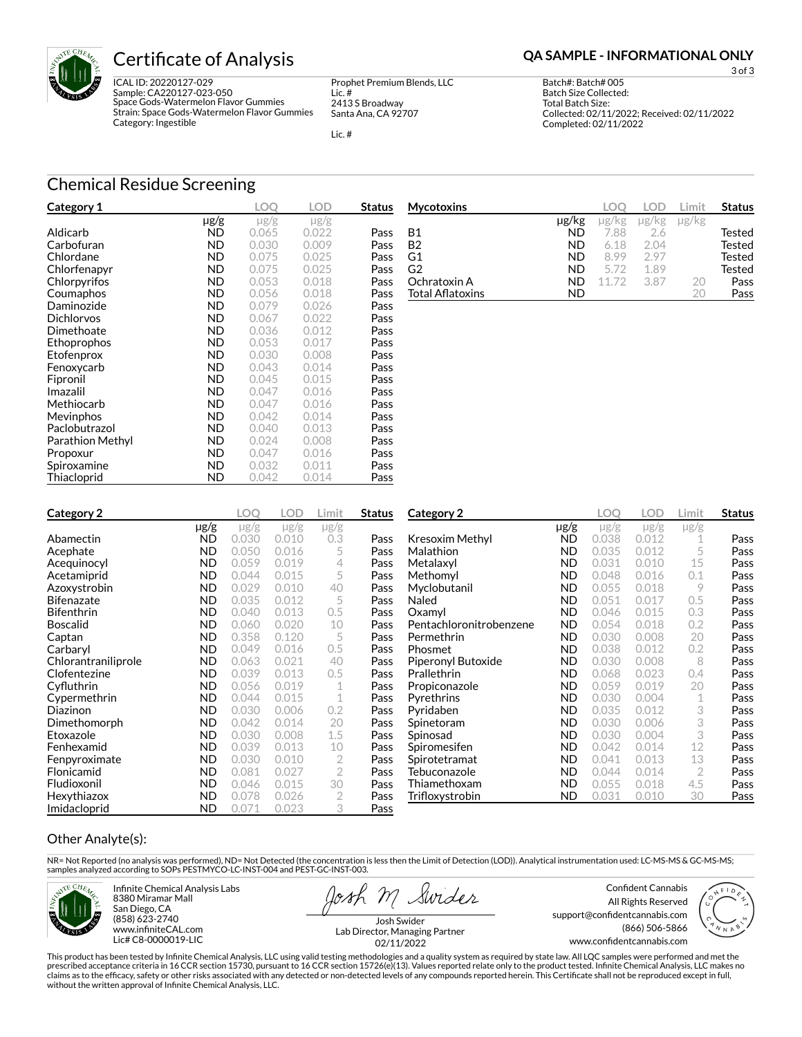# Certificate of Analysis

**QA SAMPLE - INFORMATIONAL ONLY**

ICAL ID: 20220127-029
Sample: CA220127-023-050
Space Gods-Watermelon Flavor Gummies
Strain: Space Gods-Watermelon Flavor Gummies
Category: Ingestible

Prophet Premium Blends, LLC
Lic. #
2413 S Broadway
Santa Ana, CA 92707

Lic. #

Batch#: Batch# 005
Batch Size Collected:
Total Batch Size:
Collected: 02/11/2022; Received: 02/11/2022
Completed: 02/11/2022

## Chemical Residue Screening

| Category 1 | | LOQ | LOD | Status |
|---|---|---|---|---|
| | μg/g | μg/g | μg/g | |
| Aldicarb | ND | 0.065 | 0.022 | Pass |
| Carbofuran | ND | 0.030 | 0.009 | Pass |
| Chlordane | ND | 0.075 | 0.025 | Pass |
| Chlorfenapyr | ND | 0.075 | 0.025 | Pass |
| Chlorpyrifos | ND | 0.053 | 0.018 | Pass |
| Coumaphos | ND | 0.056 | 0.018 | Pass |
| Daminozide | ND | 0.079 | 0.026 | Pass |
| Dichlorvos | ND | 0.067 | 0.022 | Pass |
| Dimethoate | ND | 0.036 | 0.012 | Pass |
| Ethoprophos | ND | 0.053 | 0.017 | Pass |
| Etofenprox | ND | 0.030 | 0.008 | Pass |
| Fenoxycarb | ND | 0.043 | 0.014 | Pass |
| Fipronil | ND | 0.045 | 0.015 | Pass |
| Imazalil | ND | 0.047 | 0.016 | Pass |
| Methiocarb | ND | 0.047 | 0.016 | Pass |
| Mevinphos | ND | 0.042 | 0.014 | Pass |
| Paclobutrazol | ND | 0.040 | 0.013 | Pass |
| Parathion Methyl | ND | 0.024 | 0.008 | Pass |
| Propoxur | ND | 0.047 | 0.016 | Pass |
| Spiroxamine | ND | 0.032 | 0.011 | Pass |
| Thiacloprid | ND | 0.042 | 0.014 | Pass |

| Mycotoxins | | LOQ | LOD | Limit | Status |
|---|---|---|---|---|---|
| | μg/kg | μg/kg | μg/kg | μg/kg | |
| B1 | ND | 7.88 | 2.6 | | Tested |
| B2 | ND | 6.18 | 2.04 | | Tested |
| G1 | ND | 8.99 | 2.97 | | Tested |
| G2 | ND | 5.72 | 1.89 | | Tested |
| Ochratoxin A | ND | 11.72 | 3.87 | 20 | Pass |
| Total Aflatoxins | ND | | | 20 | Pass |

| Category 2 | | LOQ | LOD | Limit | Status |
|---|---|---|---|---|---|
| | μg/g | μg/g | μg/g | μg/g | |
| Abamectin | ND | 0.030 | 0.010 | 0.3 | Pass |
| Acephate | ND | 0.050 | 0.016 | 5 | Pass |
| Acequinocyl | ND | 0.059 | 0.019 | 4 | Pass |
| Acetamiprid | ND | 0.044 | 0.015 | 5 | Pass |
| Azoxystrobin | ND | 0.029 | 0.010 | 40 | Pass |
| Bifenazate | ND | 0.035 | 0.012 | 5 | Pass |
| Bifenthrin | ND | 0.040 | 0.013 | 0.5 | Pass |
| Boscalid | ND | 0.060 | 0.020 | 10 | Pass |
| Captan | ND | 0.358 | 0.120 | 5 | Pass |
| Carbaryl | ND | 0.049 | 0.016 | 0.5 | Pass |
| Chlorantraniliprole | ND | 0.063 | 0.021 | 40 | Pass |
| Clofentezine | ND | 0.039 | 0.013 | 0.5 | Pass |
| Cyfluthrin | ND | 0.056 | 0.019 | 1 | Pass |
| Cypermethrin | ND | 0.044 | 0.015 | 1 | Pass |
| Diazinon | ND | 0.030 | 0.006 | 0.2 | Pass |
| Dimethomorph | ND | 0.042 | 0.014 | 20 | Pass |
| Etoxazole | ND | 0.030 | 0.008 | 1.5 | Pass |
| Fenhexamid | ND | 0.039 | 0.013 | 10 | Pass |
| Fenpyroximate | ND | 0.030 | 0.010 | 2 | Pass |
| Flonicamid | ND | 0.081 | 0.027 | 2 | Pass |
| Fludioxonil | ND | 0.046 | 0.015 | 30 | Pass |
| Hexythiazox | ND | 0.078 | 0.026 | 2 | Pass |
| Imidacloprid | ND | 0.071 | 0.023 | 3 | Pass |
| Kresoxim Methyl | ND | 0.038 | 0.012 | 1 | Pass |
| Malathion | ND | 0.035 | 0.012 | 5 | Pass |
| Metalaxyl | ND | 0.031 | 0.010 | 15 | Pass |
| Methomyl | ND | 0.048 | 0.016 | 0.1 | Pass |
| Myclobutanil | ND | 0.055 | 0.018 | 9 | Pass |
| Naled | ND | 0.051 | 0.017 | 0.5 | Pass |
| Oxamyl | ND | 0.046 | 0.015 | 0.3 | Pass |
| Pentachloronitrobenzene | ND | 0.054 | 0.018 | 0.2 | Pass |
| Permethrin | ND | 0.030 | 0.008 | 20 | Pass |
| Phosmet | ND | 0.038 | 0.012 | 0.2 | Pass |
| Piperonyl Butoxide | ND | 0.030 | 0.008 | 8 | Pass |
| Prallethrin | ND | 0.068 | 0.023 | 0.4 | Pass |
| Propiconazole | ND | 0.059 | 0.019 | 20 | Pass |
| Pyrethrins | ND | 0.030 | 0.004 | 1 | Pass |
| Pyridaben | ND | 0.035 | 0.012 | 3 | Pass |
| Spinetoram | ND | 0.030 | 0.006 | 3 | Pass |
| Spinosad | ND | 0.030 | 0.004 | 3 | Pass |
| Spiromesifen | ND | 0.042 | 0.014 | 12 | Pass |
| Spirotetramat | ND | 0.041 | 0.013 | 13 | Pass |
| Tebuconazole | ND | 0.044 | 0.014 | 2 | Pass |
| Thiamethoxam | ND | 0.055 | 0.018 | 4.5 | Pass |
| Trifloxystrobin | ND | 0.031 | 0.010 | 30 | Pass |

## Other Analyte(s):

NR= Not Reported (no analysis was performed), ND= Not Detected (the concentration is less then the Limit of Detection (LOD)). Analytical instrumentation used: LC-MS-MS & GC-MS-MS; samples analyzed according to SOPs PESTMYCO-LC-INST-004 and PEST-GC-INST-003.

Infinite Chemical Analysis Labs
8380 Miramar Mall
San Diego, CA
(858) 623-2740
www.infiniteCAL.com
Lic# C8-0000019-LIC

Josh Swider
Lab Director, Managing Partner
02/11/2022

Confident Cannabis
All Rights Reserved
support@confidentcannabis.com
(866) 506-5866
www.confidentcannabis.com

This product has been tested by Infinite Chemical Analysis, LLC using valid testing methodologies and a quality system as required by state law. All LQC samples were performed and met the prescribed acceptance criteria in 16 CCR section 15730, pursuant to 16 CCR section 15726(e)(13). Values reported relate only to the product tested. Infinite Chemical Analysis, LLC makes no claims as to the efficacy, safety or other risks associated with any detected or non-detected levels of any compounds reported herein. This Certificate shall not be reproduced except in full, without the written approval of Infinite Chemical Analysis, LLC.